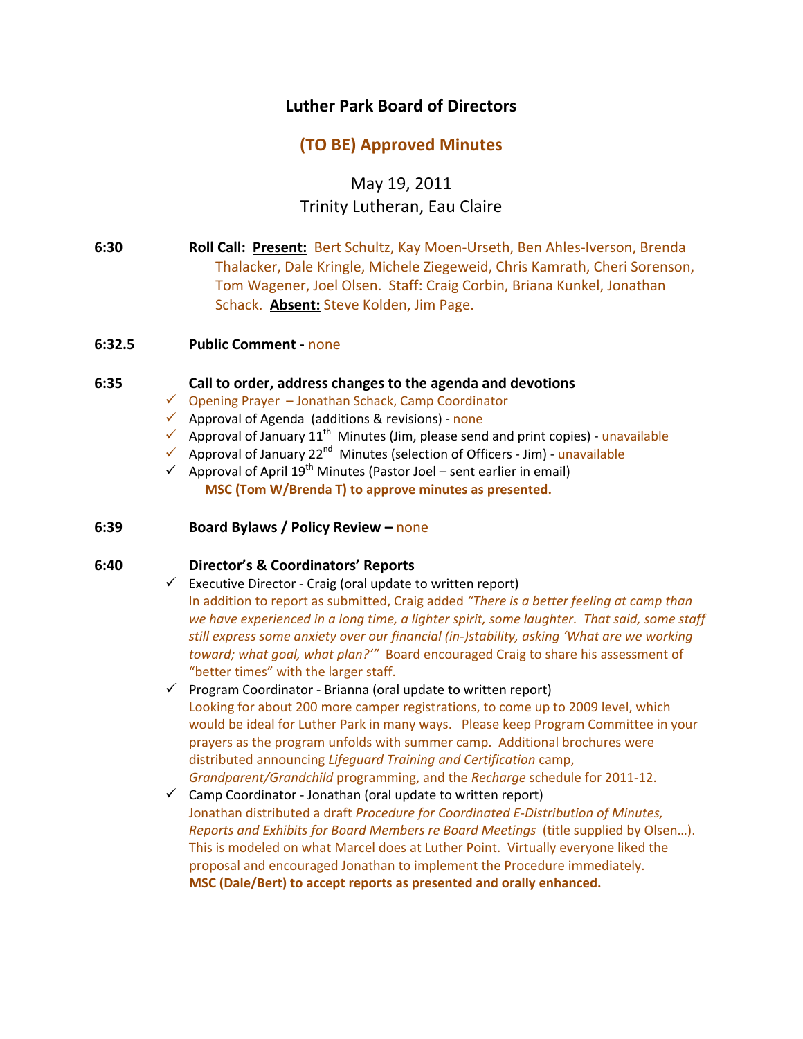# Luther Park Board of Directors

## (TO BE) Approved Minutes

May 19, 2011
Trinity Lutheran, Eau Claire

**6:30** **Roll Call:** **Present:** Bert Schultz, Kay Moen-Urseth, Ben Ahles-Iverson, Brenda Thalacker, Dale Kringle, Michele Ziegeweid, Chris Kamrath, Cheri Sorenson, Tom Wagener, Joel Olsen. Staff: Craig Corbin, Briana Kunkel, Jonathan Schack. **Absent:** Steve Kolden, Jim Page.

**6:32.5** **Public Comment -** none

**6:35** **Call to order, address changes to the agenda and devotions**

- ✓ Opening Prayer – Jonathan Schack, Camp Coordinator
- ✓ Approval of Agenda (additions & revisions) - none
- ✓ Approval of January 11th Minutes (Jim, please send and print copies) - unavailable
- ✓ Approval of January 22nd Minutes (selection of Officers - Jim) - unavailable
- ✓ Approval of April 19th Minutes (Pastor Joel – sent earlier in email)
  **MSC (Tom W/Brenda T) to approve minutes as presented.**

**6:39** **Board Bylaws / Policy Review –** none

**6:40** **Director's & Coordinators' Reports**

- ✓ Executive Director - Craig (oral update to written report)
  In addition to report as submitted, Craig added *"There is a better feeling at camp than we have experienced in a long time, a lighter spirit, some laughter. That said, some staff still express some anxiety over our financial (in-)stability, asking 'What are we working toward; what goal, what plan?'"* Board encouraged Craig to share his assessment of "better times" with the larger staff.
- ✓ Program Coordinator - Brianna (oral update to written report)
  Looking for about 200 more camper registrations, to come up to 2009 level, which would be ideal for Luther Park in many ways. Please keep Program Committee in your prayers as the program unfolds with summer camp. Additional brochures were distributed announcing *Lifeguard Training and Certification* camp, *Grandparent/Grandchild* programming, and the *Recharge* schedule for 2011-12.
- ✓ Camp Coordinator - Jonathan (oral update to written report)
  Jonathan distributed a draft *Procedure for Coordinated E-Distribution of Minutes, Reports and Exhibits for Board Members re Board Meetings* (title supplied by Olsen…). This is modeled on what Marcel does at Luther Point. Virtually everyone liked the proposal and encouraged Jonathan to implement the Procedure immediately.
  **MSC (Dale/Bert) to accept reports as presented and orally enhanced.**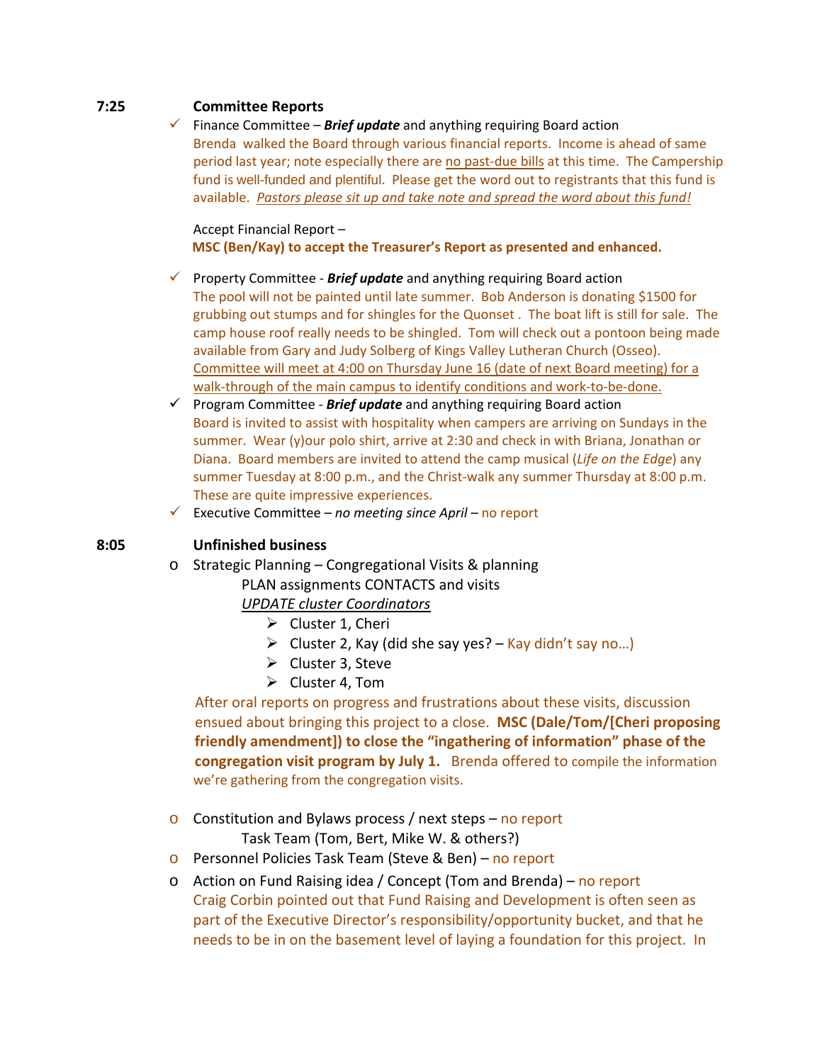**7:25 Committee Reports**

- ✓ Finance Committee – ***Brief update*** and anything requiring Board action
  Brenda walked the Board through various financial reports. Income is ahead of same period last year; note especially there are <u>no past-due bills</u> at this time. The Campership fund is well-funded and plentiful. Please get the word out to registrants that this fund is available. <u>*Pastors please sit up and take note and spread the word about this fund!*</u>

  Accept Financial Report –
  **MSC (Ben/Kay) to accept the Treasurer's Report as presented and enhanced.**

- ✓ Property Committee - ***Brief update*** and anything requiring Board action
  The pool will not be painted until late summer. Bob Anderson is donating $1500 for grubbing out stumps and for shingles for the Quonset . The boat lift is still for sale. The camp house roof really needs to be shingled. Tom will check out a pontoon being made available from Gary and Judy Solberg of Kings Valley Lutheran Church (Osseo). <u>Committee will meet at 4:00 on Thursday June 16 (date of next Board meeting) for a walk-through of the main campus to identify conditions and work-to-be-done.</u>
- ✓ Program Committee - ***Brief update*** and anything requiring Board action
  Board is invited to assist with hospitality when campers are arriving on Sundays in the summer. Wear (y)our polo shirt, arrive at 2:30 and check in with Briana, Jonathan or Diana. Board members are invited to attend the camp musical (*Life on the Edge*) any summer Tuesday at 8:00 p.m., and the Christ-walk any summer Thursday at 8:00 p.m. These are quite impressive experiences.
- ✓ Executive Committee – *no meeting since April* – no report

**8:05 Unfinished business**

- Strategic Planning – Congregational Visits & planning
  PLAN assignments CONTACTS and visits
  <u>*UPDATE cluster Coordinators*</u>
  - Cluster 1, Cheri
  - Cluster 2, Kay (did she say yes? – Kay didn't say no…)
  - Cluster 3, Steve
  - Cluster 4, Tom

  After oral reports on progress and frustrations about these visits, discussion ensued about bringing this project to a close. **MSC (Dale/Tom/[Cheri proposing friendly amendment]) to close the "ingathering of information" phase of the congregation visit program by July 1.** Brenda offered to compile the information we're gathering from the congregation visits.

- Constitution and Bylaws process / next steps – no report
  Task Team (Tom, Bert, Mike W. & others?)
- Personnel Policies Task Team (Steve & Ben) – no report
- Action on Fund Raising idea / Concept (Tom and Brenda) – no report
  Craig Corbin pointed out that Fund Raising and Development is often seen as part of the Executive Director's responsibility/opportunity bucket, and that he needs to be in on the basement level of laying a foundation for this project. In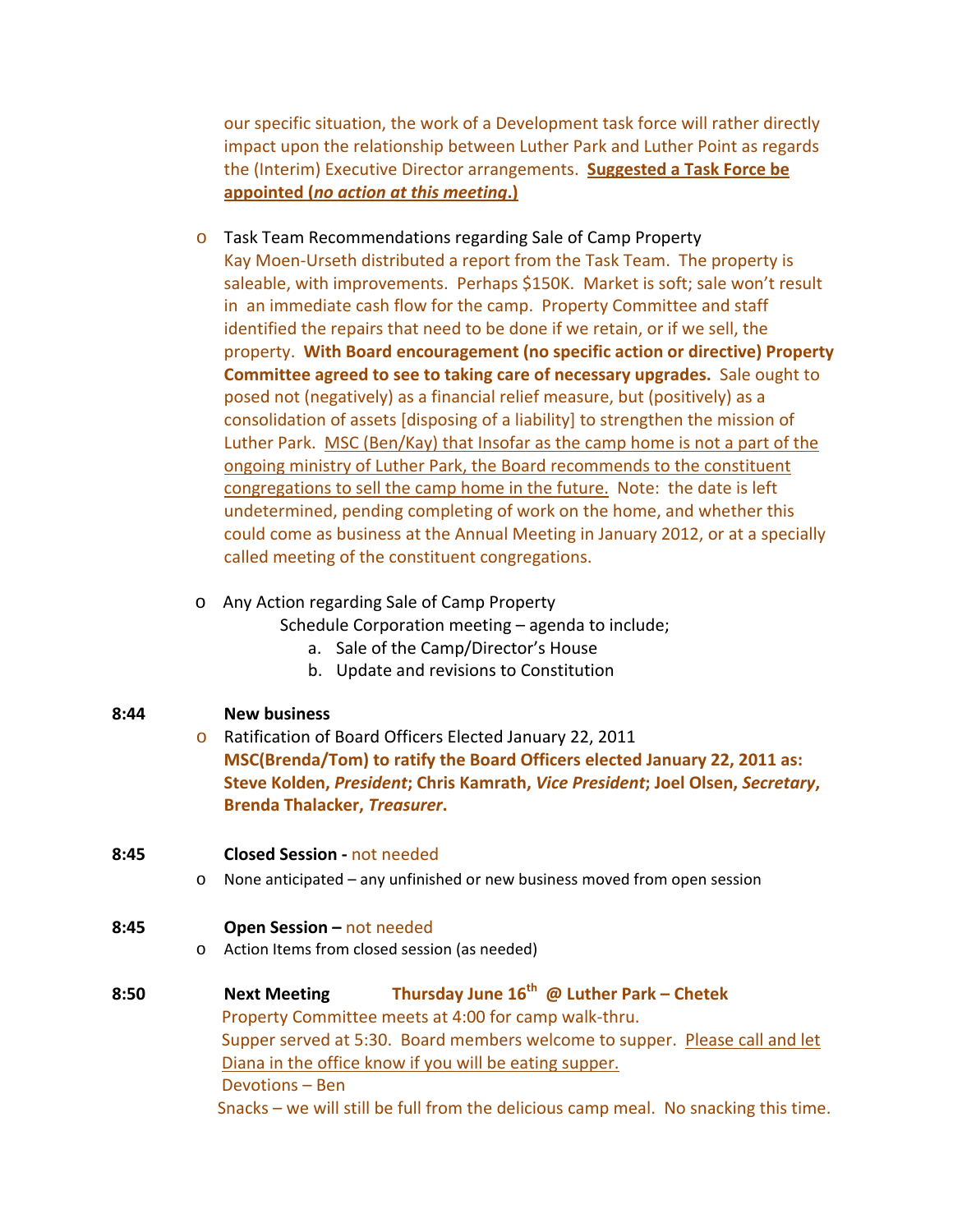our specific situation, the work of a Development task force will rather directly impact upon the relationship between Luther Park and Luther Point as regards the (Interim) Executive Director arrangements. **Suggested a Task Force be appointed (*no action at this meeting*.)**

- Task Team Recommendations regarding Sale of Camp Property
  Kay Moen-Urseth distributed a report from the Task Team. The property is saleable, with improvements. Perhaps $150K. Market is soft; sale won't result in an immediate cash flow for the camp. Property Committee and staff identified the repairs that need to be done if we retain, or if we sell, the property. **With Board encouragement (no specific action or directive) Property Committee agreed to see to taking care of necessary upgrades.** Sale ought to posed not (negatively) as a financial relief measure, but (positively) as a consolidation of assets [disposing of a liability] to strengthen the mission of Luther Park. MSC (Ben/Kay) that Insofar as the camp home is not a part of the ongoing ministry of Luther Park, the Board recommends to the constituent congregations to sell the camp home in the future. Note: the date is left undetermined, pending completing of work on the home, and whether this could come as business at the Annual Meeting in January 2012, or at a specially called meeting of the constituent congregations.

- Any Action regarding Sale of Camp Property
  Schedule Corporation meeting – agenda to include;
  a. Sale of the Camp/Director's House
  b. Update and revisions to Constitution

**8:44 New business**

- Ratification of Board Officers Elected January 22, 2011
  **MSC(Brenda/Tom) to ratify the Board Officers elected January 22, 2011 as: Steve Kolden, *President*; Chris Kamrath, *Vice President*; Joel Olsen, *Secretary*, Brenda Thalacker, *Treasurer*.**

**8:45 Closed Session -** not needed

- None anticipated – any unfinished or new business moved from open session

**8:45 Open Session –** not needed

- Action Items from closed session (as needed)

**8:50 Next Meeting** **Thursday June 16th @ Luther Park – Chetek**
Property Committee meets at 4:00 for camp walk-thru.
Supper served at 5:30. Board members welcome to supper. Please call and let Diana in the office know if you will be eating supper.
Devotions – Ben
Snacks – we will still be full from the delicious camp meal. No snacking this time.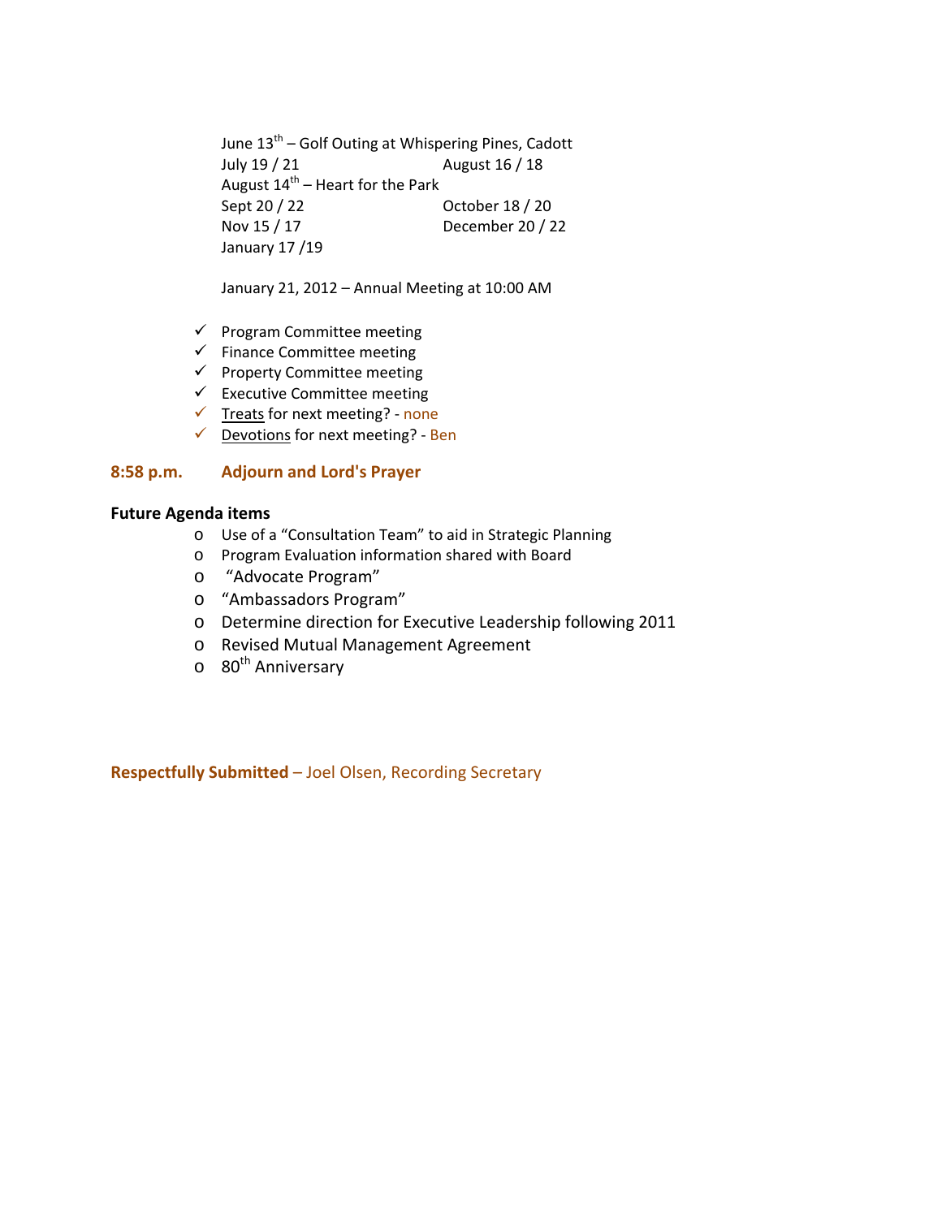June 13th – Golf Outing at Whispering Pines, Cadott
July 19 / 21 August 16 / 18
August 14th – Heart for the Park
Sept 20 / 22 October 18 / 20
Nov 15 / 17 December 20 / 22
January 17 /19

January 21, 2012 – Annual Meeting at 10:00 AM

- ✓ Program Committee meeting
- ✓ Finance Committee meeting
- ✓ Property Committee meeting
- ✓ Executive Committee meeting
- ✓ Treats for next meeting? - none
- ✓ Devotions for next meeting? - Ben

**8:58 p.m. Adjourn and Lord's Prayer**

**Future Agenda items**

- Use of a "Consultation Team" to aid in Strategic Planning
- Program Evaluation information shared with Board
- "Advocate Program"
- "Ambassadors Program"
- Determine direction for Executive Leadership following 2011
- Revised Mutual Management Agreement
- 80th Anniversary

**Respectfully Submitted** – Joel Olsen, Recording Secretary